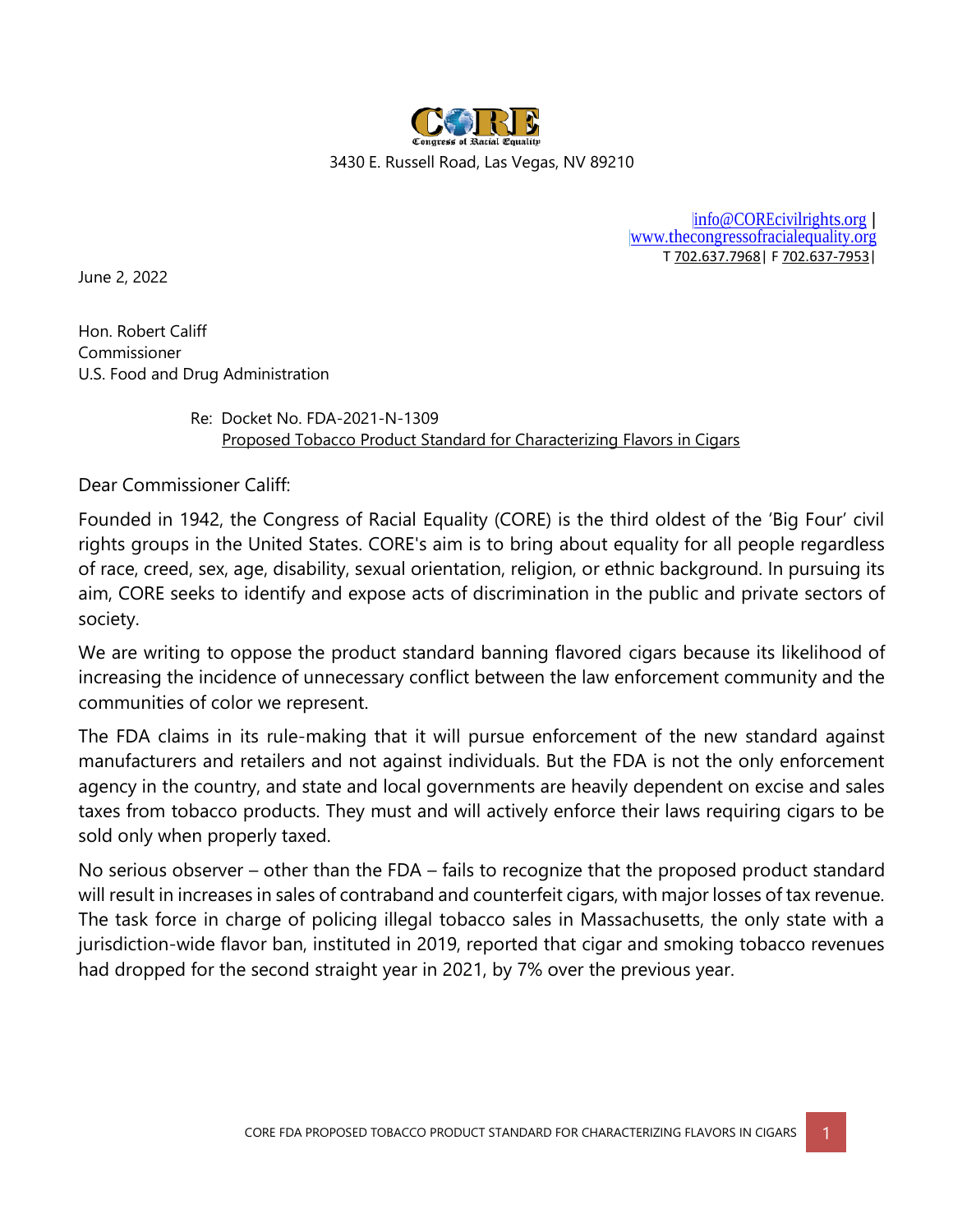CORE

Congress of Racial Equality

3430 E. Russell Road, Las Vegas, NV 89210

info@COREcivilrights.org |
www.thecongressofracialequality.org
T 702.637.7968 | F 702.637-7953 |

June 2, 2022

Hon. Robert Califf
Commissioner
U.S. Food and Drug Administration

Re: Docket No. FDA-2021-N-1309
Proposed Tobacco Product Standard for Characterizing Flavors in Cigars

Dear Commissioner Califf:

Founded in 1942, the Congress of Racial Equality (CORE) is the third oldest of the 'Big Four' civil rights groups in the United States. CORE's aim is to bring about equality for all people regardless of race, creed, sex, age, disability, sexual orientation, religion, or ethnic background. In pursuing its aim, CORE seeks to identify and expose acts of discrimination in the public and private sectors of society.

We are writing to oppose the product standard banning flavored cigars because its likelihood of increasing the incidence of unnecessary conflict between the law enforcement community and the communities of color we represent.

The FDA claims in its rule-making that it will pursue enforcement of the new standard against manufacturers and retailers and not against individuals. But the FDA is not the only enforcement agency in the country, and state and local governments are heavily dependent on excise and sales taxes from tobacco products. They must and will actively enforce their laws requiring cigars to be sold only when properly taxed.

No serious observer – other than the FDA – fails to recognize that the proposed product standard will result in increases in sales of contraband and counterfeit cigars, with major losses of tax revenue. The task force in charge of policing illegal tobacco sales in Massachusetts, the only state with a jurisdiction-wide flavor ban, instituted in 2019, reported that cigar and smoking tobacco revenues had dropped for the second straight year in 2021, by 7% over the previous year.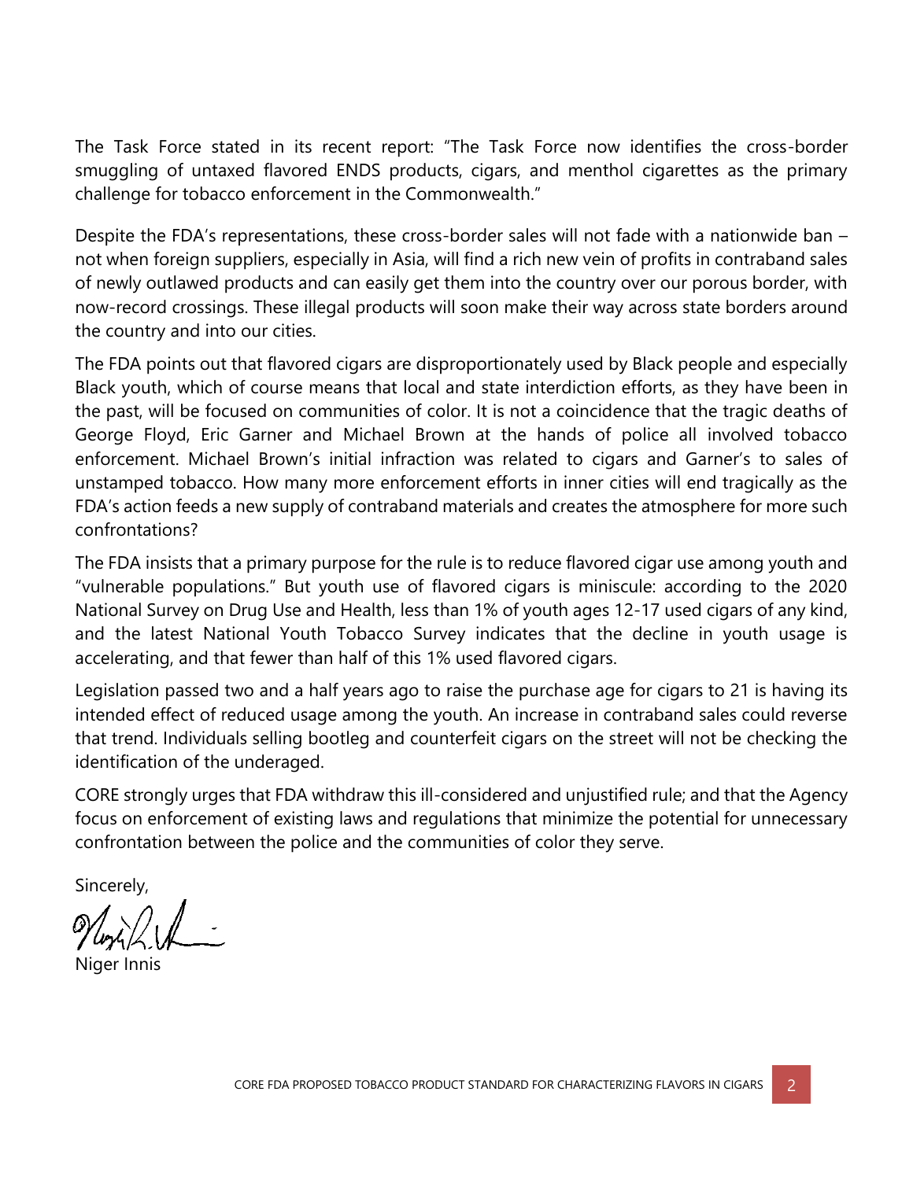The Task Force stated in its recent report: "The Task Force now identifies the cross-border smuggling of untaxed flavored ENDS products, cigars, and menthol cigarettes as the primary challenge for tobacco enforcement in the Commonwealth."

Despite the FDA's representations, these cross-border sales will not fade with a nationwide ban – not when foreign suppliers, especially in Asia, will find a rich new vein of profits in contraband sales of newly outlawed products and can easily get them into the country over our porous border, with now-record crossings. These illegal products will soon make their way across state borders around the country and into our cities.

The FDA points out that flavored cigars are disproportionately used by Black people and especially Black youth, which of course means that local and state interdiction efforts, as they have been in the past, will be focused on communities of color. It is not a coincidence that the tragic deaths of George Floyd, Eric Garner and Michael Brown at the hands of police all involved tobacco enforcement. Michael Brown's initial infraction was related to cigars and Garner's to sales of unstamped tobacco. How many more enforcement efforts in inner cities will end tragically as the FDA's action feeds a new supply of contraband materials and creates the atmosphere for more such confrontations?

The FDA insists that a primary purpose for the rule is to reduce flavored cigar use among youth and "vulnerable populations." But youth use of flavored cigars is miniscule: according to the 2020 National Survey on Drug Use and Health, less than 1% of youth ages 12-17 used cigars of any kind, and the latest National Youth Tobacco Survey indicates that the decline in youth usage is accelerating, and that fewer than half of this 1% used flavored cigars.

Legislation passed two and a half years ago to raise the purchase age for cigars to 21 is having its intended effect of reduced usage among the youth. An increase in contraband sales could reverse that trend. Individuals selling bootleg and counterfeit cigars on the street will not be checking the identification of the underaged.

CORE strongly urges that FDA withdraw this ill-considered and unjustified rule; and that the Agency focus on enforcement of existing laws and regulations that minimize the potential for unnecessary confrontation between the police and the communities of color they serve.

Sincerely,

Niger Innis